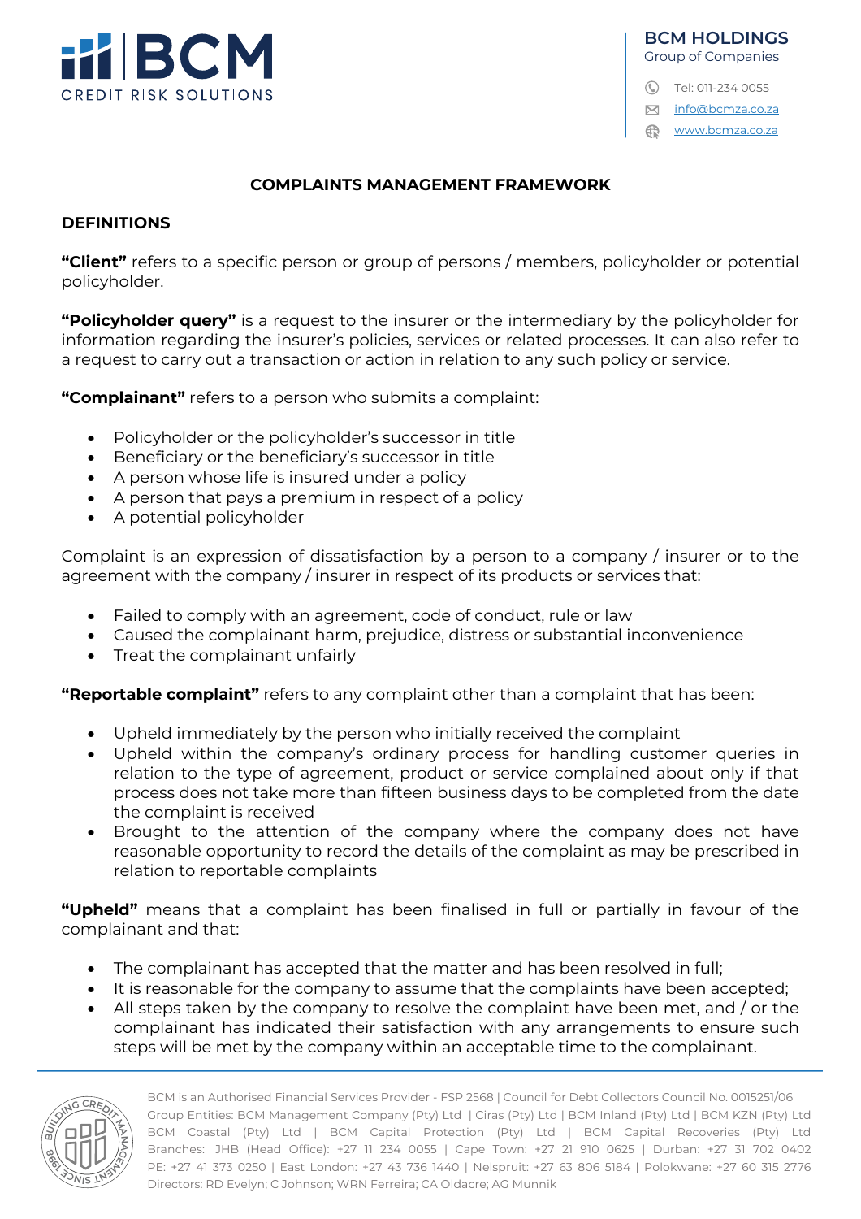# COMPLAINTS MANAGEMENT FRAMEWORK

## DEFINITIONS

**"Client"** refers to a specific person or group of persons / members, policyholder or potential policyholder.

**"Policyholder query"** is a request to the insurer or the intermediary by the policyholder for information regarding the insurer's policies, services or related processes. It can also refer to a request to carry out a transaction or action in relation to any such policy or service.

**"Complainant"** refers to a person who submits a complaint:

- Policyholder or the policyholder's successor in title
- Beneficiary or the beneficiary's successor in title
- A person whose life is insured under a policy
- A person that pays a premium in respect of a policy
- A potential policyholder

Complaint is an expression of dissatisfaction by a person to a company / insurer or to the agreement with the company / insurer in respect of its products or services that:

- Failed to comply with an agreement, code of conduct, rule or law
- Caused the complainant harm, prejudice, distress or substantial inconvenience
- Treat the complainant unfairly

**"Reportable complaint"** refers to any complaint other than a complaint that has been:

- Upheld immediately by the person who initially received the complaint
- Upheld within the company's ordinary process for handling customer queries in relation to the type of agreement, product or service complained about only if that process does not take more than fifteen business days to be completed from the date the complaint is received
- Brought to the attention of the company where the company does not have reasonable opportunity to record the details of the complaint as may be prescribed in relation to reportable complaints

**"Upheld"** means that a complaint has been finalised in full or partially in favour of the complainant and that:

- The complainant has accepted that the matter and has been resolved in full;
- It is reasonable for the company to assume that the complaints have been accepted;
- All steps taken by the company to resolve the complaint have been met, and / or the complainant has indicated their satisfaction with any arrangements to ensure such steps will be met by the company within an acceptable time to the complainant.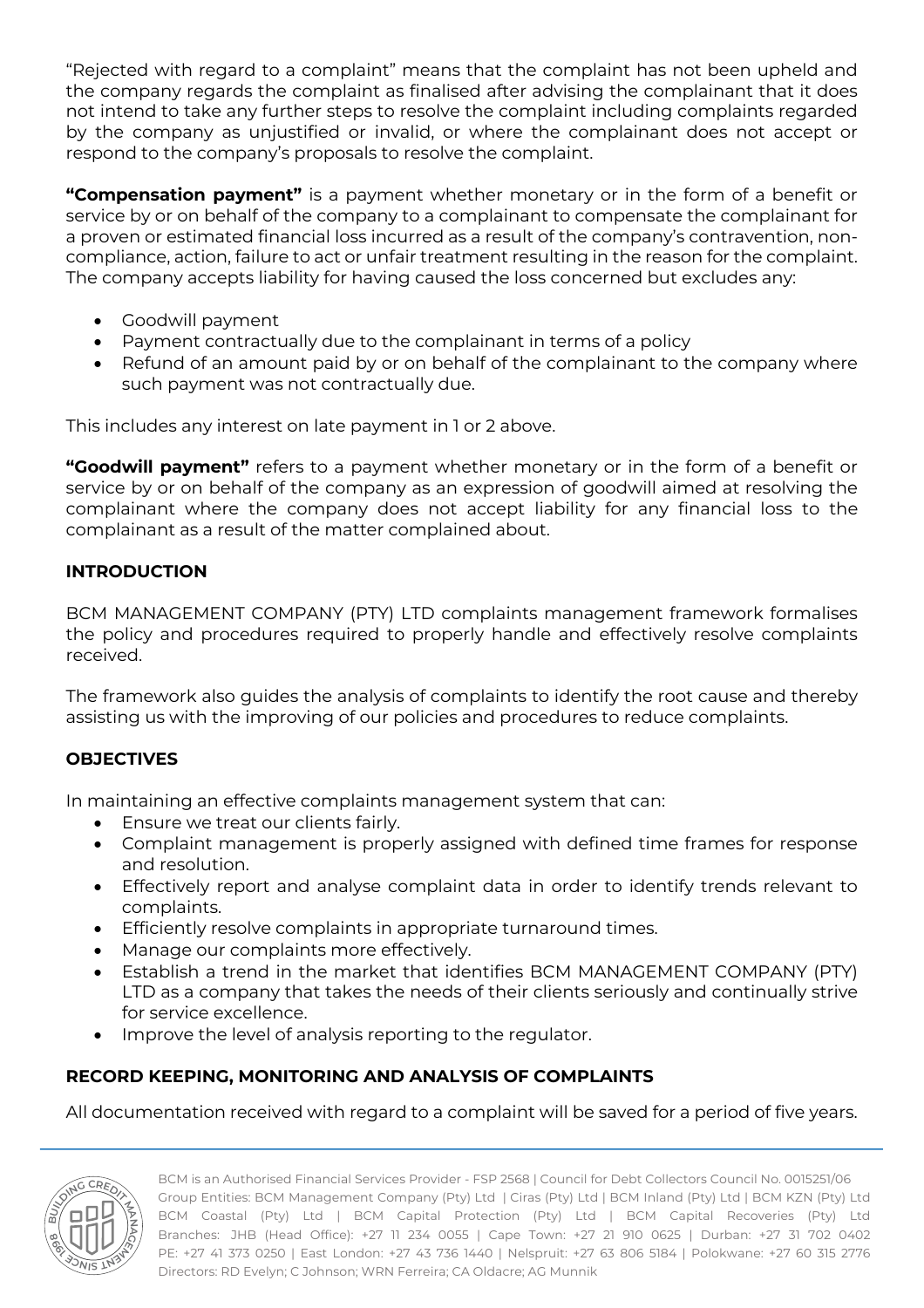"Rejected with regard to a complaint" means that the complaint has not been upheld and the company regards the complaint as finalised after advising the complainant that it does not intend to take any further steps to resolve the complaint including complaints regarded by the company as unjustified or invalid, or where the complainant does not accept or respond to the company's proposals to resolve the complaint.

**"Compensation payment"** is a payment whether monetary or in the form of a benefit or service by or on behalf of the company to a complainant to compensate the complainant for a proven or estimated financial loss incurred as a result of the company's contravention, non-compliance, action, failure to act or unfair treatment resulting in the reason for the complaint. The company accepts liability for having caused the loss concerned but excludes any:

- Goodwill payment
- Payment contractually due to the complainant in terms of a policy
- Refund of an amount paid by or on behalf of the complainant to the company where such payment was not contractually due.

This includes any interest on late payment in 1 or 2 above.

**"Goodwill payment"** refers to a payment whether monetary or in the form of a benefit or service by or on behalf of the company as an expression of goodwill aimed at resolving the complainant where the company does not accept liability for any financial loss to the complainant as a result of the matter complained about.

## INTRODUCTION

BCM MANAGEMENT COMPANY (PTY) LTD complaints management framework formalises the policy and procedures required to properly handle and effectively resolve complaints received.

The framework also guides the analysis of complaints to identify the root cause and thereby assisting us with the improving of our policies and procedures to reduce complaints.

## OBJECTIVES

In maintaining an effective complaints management system that can:

- Ensure we treat our clients fairly.
- Complaint management is properly assigned with defined time frames for response and resolution.
- Effectively report and analyse complaint data in order to identify trends relevant to complaints.
- Efficiently resolve complaints in appropriate turnaround times.
- Manage our complaints more effectively.
- Establish a trend in the market that identifies BCM MANAGEMENT COMPANY (PTY) LTD as a company that takes the needs of their clients seriously and continually strive for service excellence.
- Improve the level of analysis reporting to the regulator.

## RECORD KEEPING, MONITORING AND ANALYSIS OF COMPLAINTS

All documentation received with regard to a complaint will be saved for a period of five years.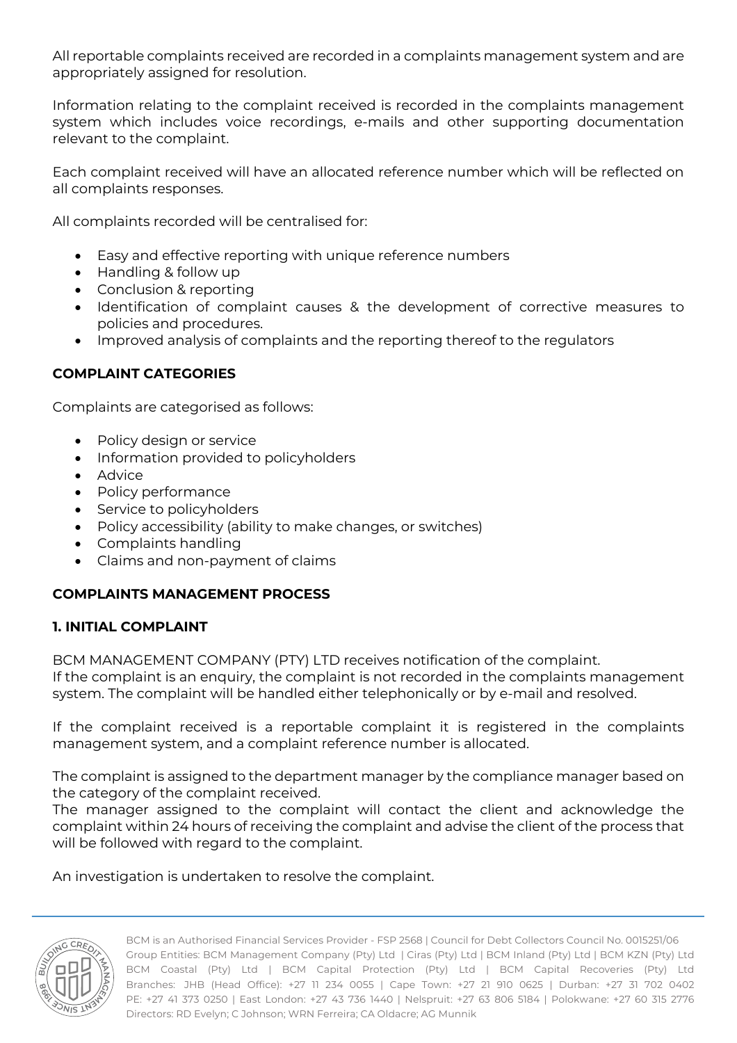All reportable complaints received are recorded in a complaints management system and are appropriately assigned for resolution.

Information relating to the complaint received is recorded in the complaints management system which includes voice recordings, e-mails and other supporting documentation relevant to the complaint.

Each complaint received will have an allocated reference number which will be reflected on all complaints responses.

All complaints recorded will be centralised for:

- Easy and effective reporting with unique reference numbers
- Handling & follow up
- Conclusion & reporting
- Identification of complaint causes & the development of corrective measures to policies and procedures.
- Improved analysis of complaints and the reporting thereof to the regulators

**COMPLAINT CATEGORIES**

Complaints are categorised as follows:

- Policy design or service
- Information provided to policyholders
- Advice
- Policy performance
- Service to policyholders
- Policy accessibility (ability to make changes, or switches)
- Complaints handling
- Claims and non-payment of claims

**COMPLAINTS MANAGEMENT PROCESS**

**1. INITIAL COMPLAINT**

BCM MANAGEMENT COMPANY (PTY) LTD receives notification of the complaint.
If the complaint is an enquiry, the complaint is not recorded in the complaints management system. The complaint will be handled either telephonically or by e-mail and resolved.

If the complaint received is a reportable complaint it is registered in the complaints management system, and a complaint reference number is allocated.

The complaint is assigned to the department manager by the compliance manager based on the category of the complaint received.
The manager assigned to the complaint will contact the client and acknowledge the complaint within 24 hours of receiving the complaint and advise the client of the process that will be followed with regard to the complaint.

An investigation is undertaken to resolve the complaint.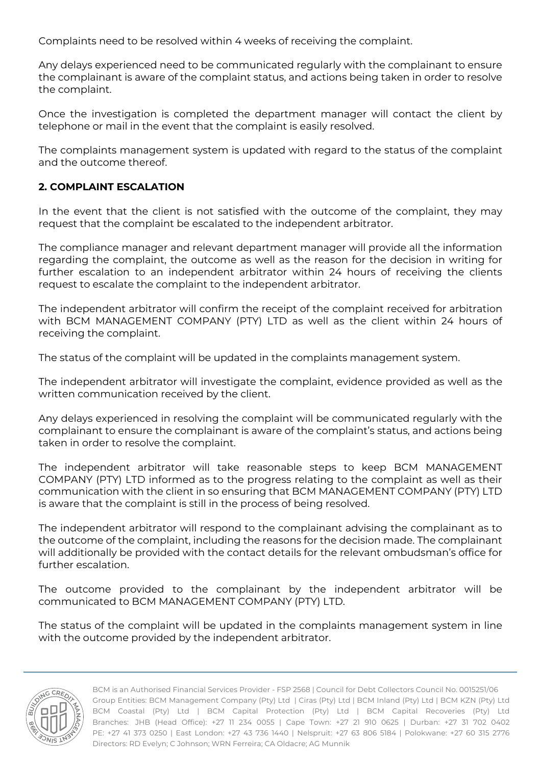Complaints need to be resolved within 4 weeks of receiving the complaint.

Any delays experienced need to be communicated regularly with the complainant to ensure the complainant is aware of the complaint status, and actions being taken in order to resolve the complaint.

Once the investigation is completed the department manager will contact the client by telephone or mail in the event that the complaint is easily resolved.

The complaints management system is updated with regard to the status of the complaint and the outcome thereof.

## 2. COMPLAINT ESCALATION

In the event that the client is not satisfied with the outcome of the complaint, they may request that the complaint be escalated to the independent arbitrator.

The compliance manager and relevant department manager will provide all the information regarding the complaint, the outcome as well as the reason for the decision in writing for further escalation to an independent arbitrator within 24 hours of receiving the clients request to escalate the complaint to the independent arbitrator.

The independent arbitrator will confirm the receipt of the complaint received for arbitration with BCM MANAGEMENT COMPANY (PTY) LTD as well as the client within 24 hours of receiving the complaint.

The status of the complaint will be updated in the complaints management system.

The independent arbitrator will investigate the complaint, evidence provided as well as the written communication received by the client.

Any delays experienced in resolving the complaint will be communicated regularly with the complainant to ensure the complainant is aware of the complaint's status, and actions being taken in order to resolve the complaint.

The independent arbitrator will take reasonable steps to keep BCM MANAGEMENT COMPANY (PTY) LTD informed as to the progress relating to the complaint as well as their communication with the client in so ensuring that BCM MANAGEMENT COMPANY (PTY) LTD is aware that the complaint is still in the process of being resolved.

The independent arbitrator will respond to the complainant advising the complainant as to the outcome of the complaint, including the reasons for the decision made. The complainant will additionally be provided with the contact details for the relevant ombudsman's office for further escalation.

The outcome provided to the complainant by the independent arbitrator will be communicated to BCM MANAGEMENT COMPANY (PTY) LTD.

The status of the complaint will be updated in the complaints management system in line with the outcome provided by the independent arbitrator.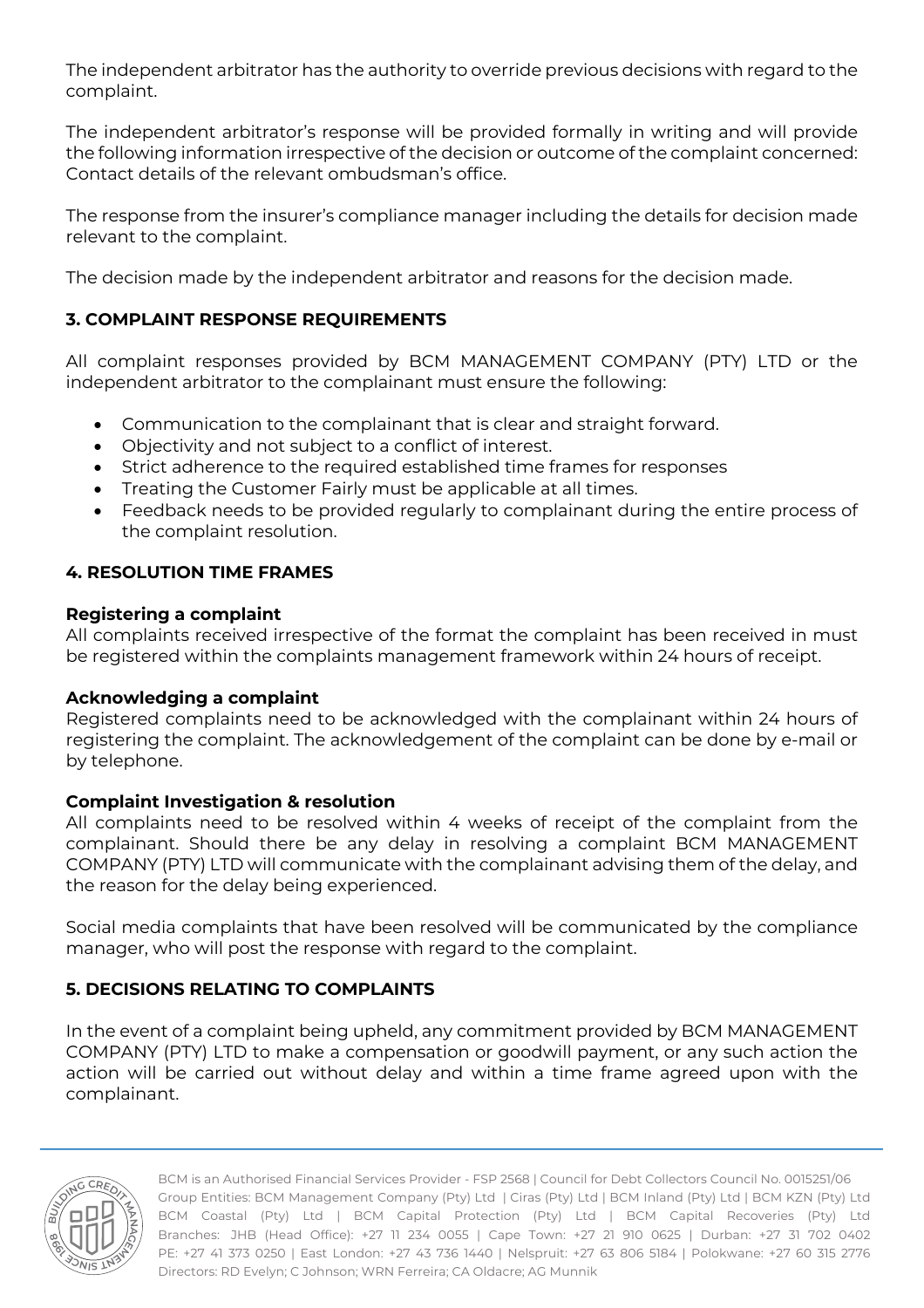The independent arbitrator has the authority to override previous decisions with regard to the complaint.

The independent arbitrator's response will be provided formally in writing and will provide the following information irrespective of the decision or outcome of the complaint concerned: Contact details of the relevant ombudsman's office.

The response from the insurer's compliance manager including the details for decision made relevant to the complaint.

The decision made by the independent arbitrator and reasons for the decision made.

## 3. COMPLAINT RESPONSE REQUIREMENTS

All complaint responses provided by BCM MANAGEMENT COMPANY (PTY) LTD or the independent arbitrator to the complainant must ensure the following:

- Communication to the complainant that is clear and straight forward.
- Objectivity and not subject to a conflict of interest.
- Strict adherence to the required established time frames for responses
- Treating the Customer Fairly must be applicable at all times.
- Feedback needs to be provided regularly to complainant during the entire process of the complaint resolution.

## 4. RESOLUTION TIME FRAMES

**Registering a complaint**
All complaints received irrespective of the format the complaint has been received in must be registered within the complaints management framework within 24 hours of receipt.

**Acknowledging a complaint**
Registered complaints need to be acknowledged with the complainant within 24 hours of registering the complaint. The acknowledgement of the complaint can be done by e-mail or by telephone.

**Complaint Investigation & resolution**
All complaints need to be resolved within 4 weeks of receipt of the complaint from the complainant. Should there be any delay in resolving a complaint BCM MANAGEMENT COMPANY (PTY) LTD will communicate with the complainant advising them of the delay, and the reason for the delay being experienced.

Social media complaints that have been resolved will be communicated by the compliance manager, who will post the response with regard to the complaint.

## 5. DECISIONS RELATING TO COMPLAINTS

In the event of a complaint being upheld, any commitment provided by BCM MANAGEMENT COMPANY (PTY) LTD to make a compensation or goodwill payment, or any such action the action will be carried out without delay and within a time frame agreed upon with the complainant.